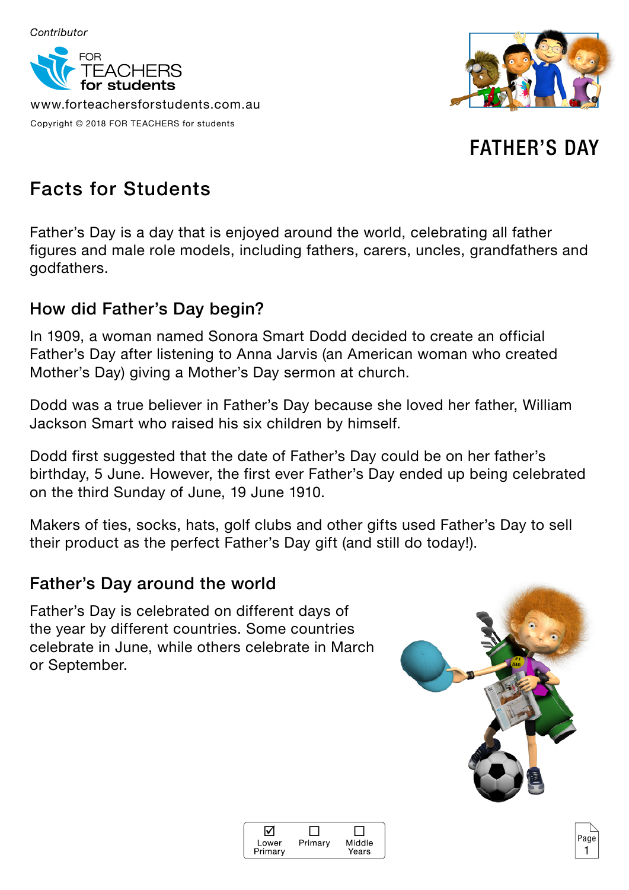*Contributor*

FOR TEACHERS for students

www.forteachersforstudents.com.au

Copyright © 2018 FOR TEACHERS for students

# FATHER'S DAY

## Facts for Students

Father's Day is a day that is enjoyed around the world, celebrating all father figures and male role models, including fathers, carers, uncles, grandfathers and godfathers.

### How did Father's Day begin?

In 1909, a woman named Sonora Smart Dodd decided to create an official Father's Day after listening to Anna Jarvis (an American woman who created Mother's Day) giving a Mother's Day sermon at church.

Dodd was a true believer in Father's Day because she loved her father, William Jackson Smart who raised his six children by himself.

Dodd first suggested that the date of Father's Day could be on her father's birthday, 5 June. However, the first ever Father's Day ended up being celebrated on the third Sunday of June, 19 June 1910.

Makers of ties, socks, hats, golf clubs and other gifts used Father's Day to sell their product as the perfect Father's Day gift (and still do today!).

### Father's Day around the world

Father's Day is celebrated on different days of the year by different countries. Some countries celebrate in June, while others celebrate in March or September.

☑ Lower Primary ☐ Primary ☐ Middle Years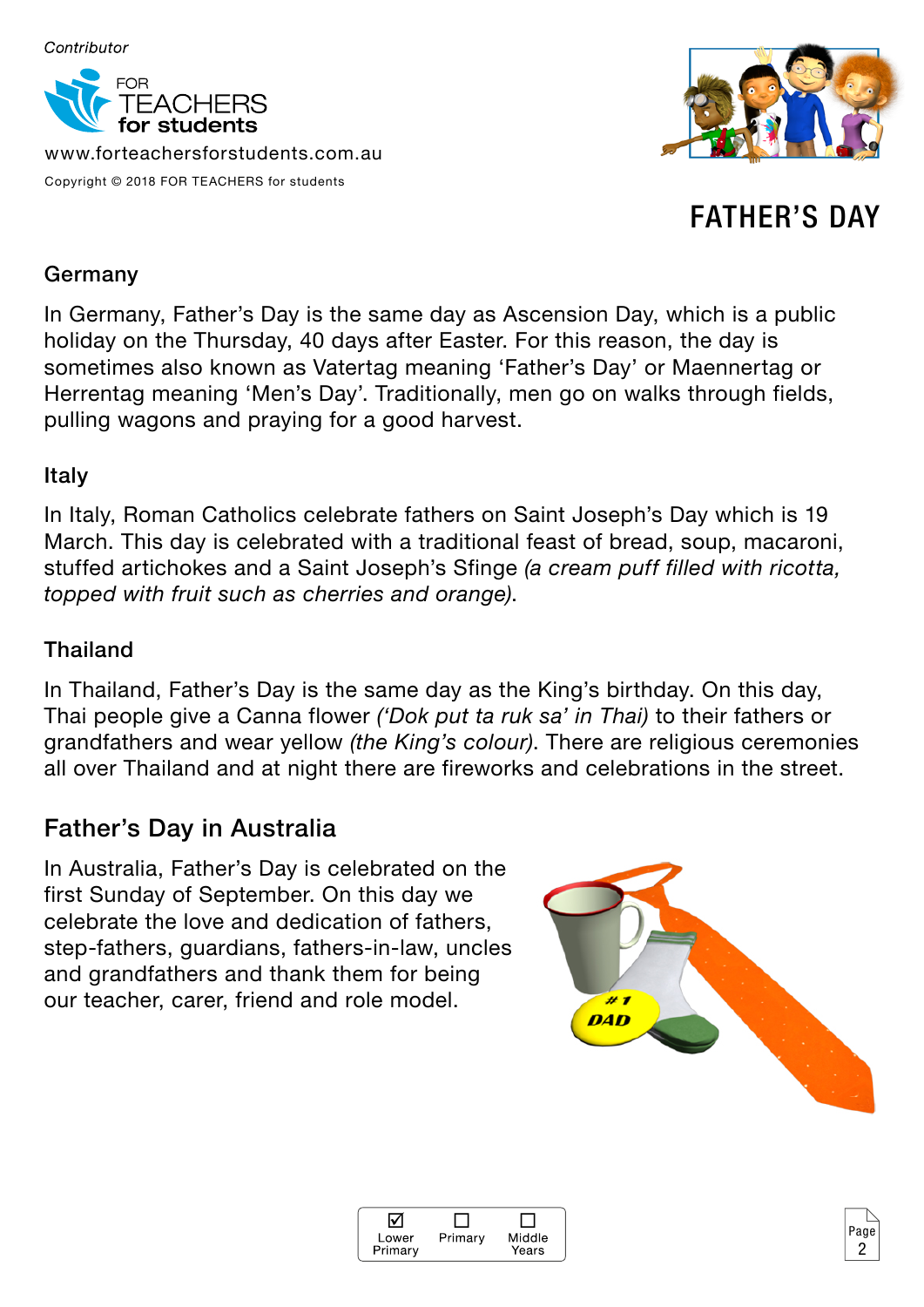## Germany

In Germany, Father's Day is the same day as Ascension Day, which is a public holiday on the Thursday, 40 days after Easter. For this reason, the day is sometimes also known as Vatertag meaning 'Father's Day' or Maennertag or Herrentag meaning 'Men's Day'. Traditionally, men go on walks through fields, pulling wagons and praying for a good harvest.

## Italy

In Italy, Roman Catholics celebrate fathers on Saint Joseph's Day which is 19 March. This day is celebrated with a traditional feast of bread, soup, macaroni, stuffed artichokes and a Saint Joseph's Sfinge *(a cream puff filled with ricotta, topped with fruit such as cherries and orange)*.

## Thailand

In Thailand, Father's Day is the same day as the King's birthday. On this day, Thai people give a Canna flower *('Dok put ta ruk sa' in Thai)* to their fathers or grandfathers and wear yellow *(the King's colour)*. There are religious ceremonies all over Thailand and at night there are fireworks and celebrations in the street.

# Father's Day in Australia

In Australia, Father's Day is celebrated on the first Sunday of September. On this day we celebrate the love and dedication of fathers, step-fathers, guardians, fathers-in-law, uncles and grandfathers and thank them for being our teacher, carer, friend and role model.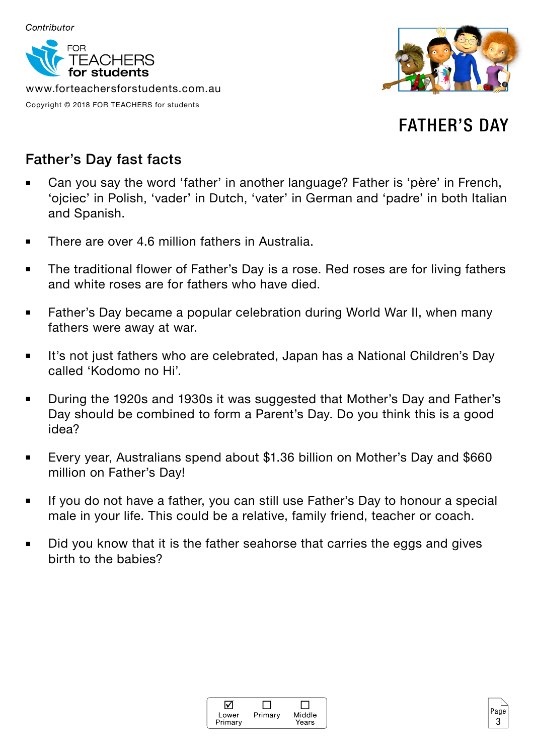Contributor

FOR TEACHERS for students

www.forteachersforstudents.com.au

Copyright © 2018 FOR TEACHERS for students

# FATHER'S DAY

## Father's Day fast facts

- Can you say the word 'father' in another language? Father is 'père' in French, 'ojciec' in Polish, 'vader' in Dutch, 'vater' in German and 'padre' in both Italian and Spanish.
- There are over 4.6 million fathers in Australia.
- The traditional flower of Father's Day is a rose. Red roses are for living fathers and white roses are for fathers who have died.
- Father's Day became a popular celebration during World War II, when many fathers were away at war.
- It's not just fathers who are celebrated, Japan has a National Children's Day called 'Kodomo no Hi'.
- During the 1920s and 1930s it was suggested that Mother's Day and Father's Day should be combined to form a Parent's Day. Do you think this is a good idea?
- Every year, Australians spend about $1.36 billion on Mother's Day and $660 million on Father's Day!
- If you do not have a father, you can still use Father's Day to honour a special male in your life. This could be a relative, family friend, teacher or coach.
- Did you know that it is the father seahorse that carries the eggs and gives birth to the babies?

☑ Lower Primary ☐ Primary ☐ Middle Years